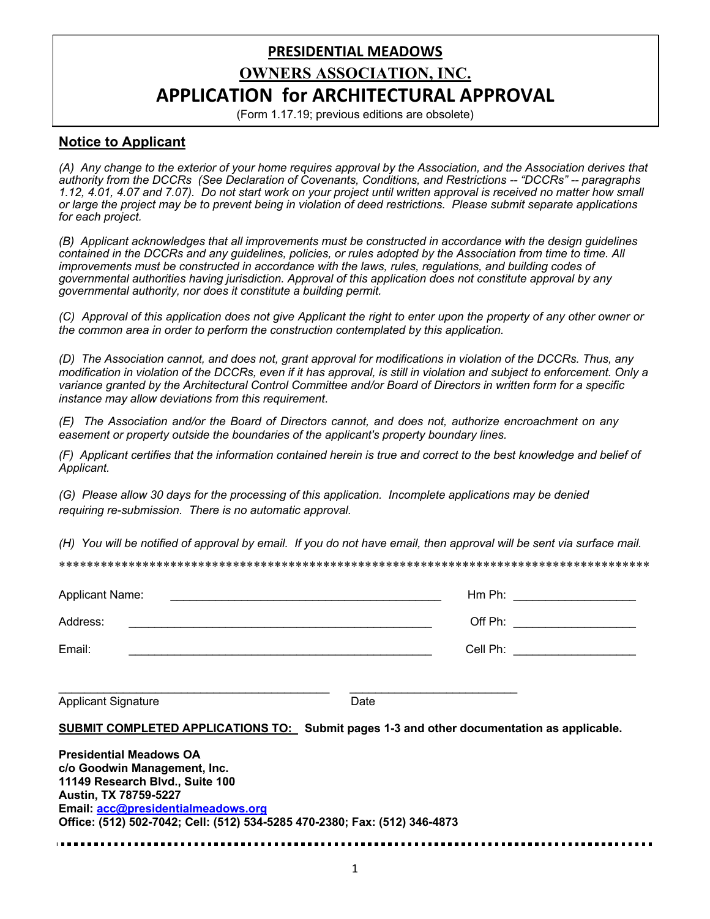# PRESIDENTIAL MEADOWS

## OWNERS ASSOCIATION, INC.

## APPLICATION for ARCHITECTURAL APPROVAL

(Form 1.17.19; previous editions are obsolete)

### Notice to Applicant

*(A) Any change to the exterior of your home requires approval by the Association, and the Association derives that authority from the DCCRs (See Declaration of Covenants, Conditions, and Restrictions -- "DCCRs" -- paragraphs 1.12, 4.01, 4.07 and 7.07). Do not start work on your project until written approval is received no matter how small or large the project may be to prevent being in violation of deed restrictions. Please submit separate applications for each project.*

*(B) Applicant acknowledges that all improvements must be constructed in accordance with the design guidelines contained in the DCCRs and any guidelines, policies, or rules adopted by the Association from time to time. All improvements must be constructed in accordance with the laws, rules, regulations, and building codes of governmental authorities having jurisdiction. Approval of this application does not constitute approval by any governmental authority, nor does it constitute a building permit.*

*(C) Approval of this application does not give Applicant the right to enter upon the property of any other owner or the common area in order to perform the construction contemplated by this application.*

*(D) The Association cannot, and does not, grant approval for modifications in violation of the DCCRs. Thus, any modification in violation of the DCCRs, even if it has approval, is still in violation and subject to enforcement. Only a variance granted by the Architectural Control Committee and/or Board of Directors in written form for a specific instance may allow deviations from this requirement.*

*(E) The Association and/or the Board of Directors cannot, and does not, authorize encroachment on any easement or property outside the boundaries of the applicant's property boundary lines.*

*(F) Applicant certifies that the information contained herein is true and correct to the best knowledge and belief of Applicant.*

*(G) Please allow 30 days for the processing of this application. Incomplete applications may be denied requiring re-submission. There is no automatic approval.*

*(H) You will be notified of approval by email. If you do not have email, then approval will be sent via surface mail.*

*******************************************************************************************

Applicant Name: ___________________________________________ Hm Ph: ___________________

Address: _________________________________________________ Off Ph: ___________________

Email: ___________________________________________________ Cell Ph: ___________________

___________________________________________ __________________________

Applicant Signature Date

**SUBMIT COMPLETED APPLICATIONS TO: Submit pages 1-3 and other documentation as applicable.**

**Presidential Meadows OA**
**c/o Goodwin Management, Inc.**
**11149 Research Blvd., Suite 100**
**Austin, TX 78759-5227**
**Email: acc@presidentialmeadows.org**
**Office: (512) 502-7042; Cell: (512) 534-5285 470-2380; Fax: (512) 346-4873**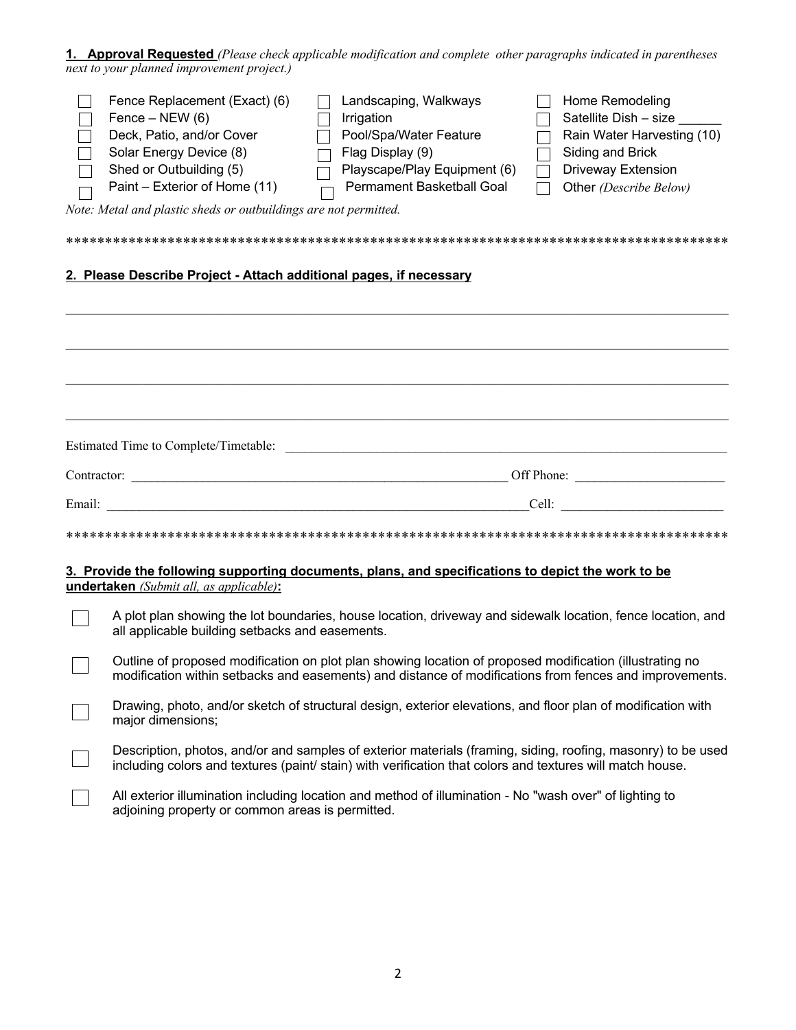**1. Approval Requested** *(Please check applicable modification and complete other paragraphs indicated in parentheses next to your planned improvement project.)*

- ☐ Fence Replacement (Exact) (6)
- ☐ Fence – NEW (6)
- ☐ Deck, Patio, and/or Cover
- ☐ Solar Energy Device (8)
- ☐ Shed or Outbuilding (5)
- ☐ Paint – Exterior of Home (11)
- ☐ Landscaping, Walkways
- ☐ Irrigation
- ☐ Pool/Spa/Water Feature
- ☐ Flag Display (9)
- ☐ Playscape/Play Equipment (6)
- ☐ Permament Basketball Goal
- ☐ Home Remodeling
- ☐ Satellite Dish – size ______
- ☐ Rain Water Harvesting (10)
- ☐ Siding and Brick
- ☐ Driveway Extension
- ☐ Other *(Describe Below)*

*Note: Metal and plastic sheds or outbuildings are not permitted.*

***************************************************************************************

**2. Please Describe Project - Attach additional pages, if necessary**

______________________________________________________________________________

______________________________________________________________________________

______________________________________________________________________________

______________________________________________________________________________

Estimated Time to Complete/Timetable: ______________________________________________

Contractor: ______________________________________________ Off Phone: __________________

Email: __________________________________________________ Cell: ______________________

***************************************************************************************

**3. Provide the following supporting documents, plans, and specifications to depict the work to be undertaken** *(Submit all, as applicable)***:**

- ☐ A plot plan showing the lot boundaries, house location, driveway and sidewalk location, fence location, and all applicable building setbacks and easements.
- ☐ Outline of proposed modification on plot plan showing location of proposed modification (illustrating no modification within setbacks and easements) and distance of modifications from fences and improvements.
- ☐ Drawing, photo, and/or sketch of structural design, exterior elevations, and floor plan of modification with major dimensions;
- ☐ Description, photos, and/or and samples of exterior materials (framing, siding, roofing, masonry) to be used including colors and textures (paint/ stain) with verification that colors and textures will match house.
- ☐ All exterior illumination including location and method of illumination - No "wash over" of lighting to adjoining property or common areas is permitted.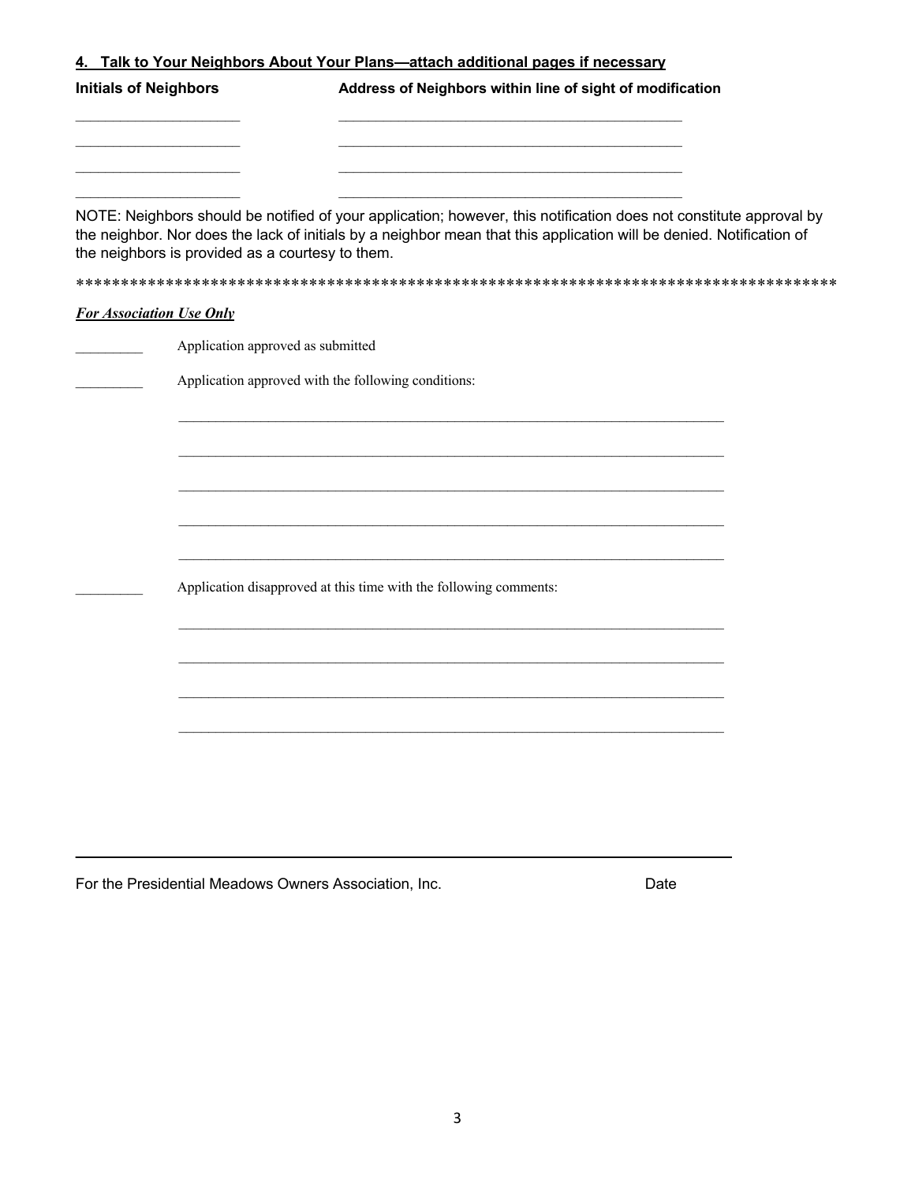## <u>4. Talk to Your Neighbors About Your Plans—attach additional pages if necessary</u>

| Initials of Neighbors | Address of Neighbors within line of sight of modification |
|---|---|
| ____________________ | ________________________________________ |
| ____________________ | ________________________________________ |
| ____________________ | ________________________________________ |
| ____________________ | ________________________________________ |

NOTE: Neighbors should be notified of your application; however, this notification does not constitute approval by the neighbor. Nor does the lack of initials by a neighbor mean that this application will be denied. Notification of the neighbors is provided as a courtesy to them.

**************************************************************************************

***<u>For Association Use Only</u>***

_________ Application approved as submitted

_________ Application approved with the following conditions:

______________________________________________________________________

______________________________________________________________________

______________________________________________________________________

______________________________________________________________________

______________________________________________________________________

_________ Application disapproved at this time with the following comments:

______________________________________________________________________

______________________________________________________________________

______________________________________________________________________

______________________________________________________________________

______________________________________________________________________

For the Presidential Meadows Owners Association, Inc. Date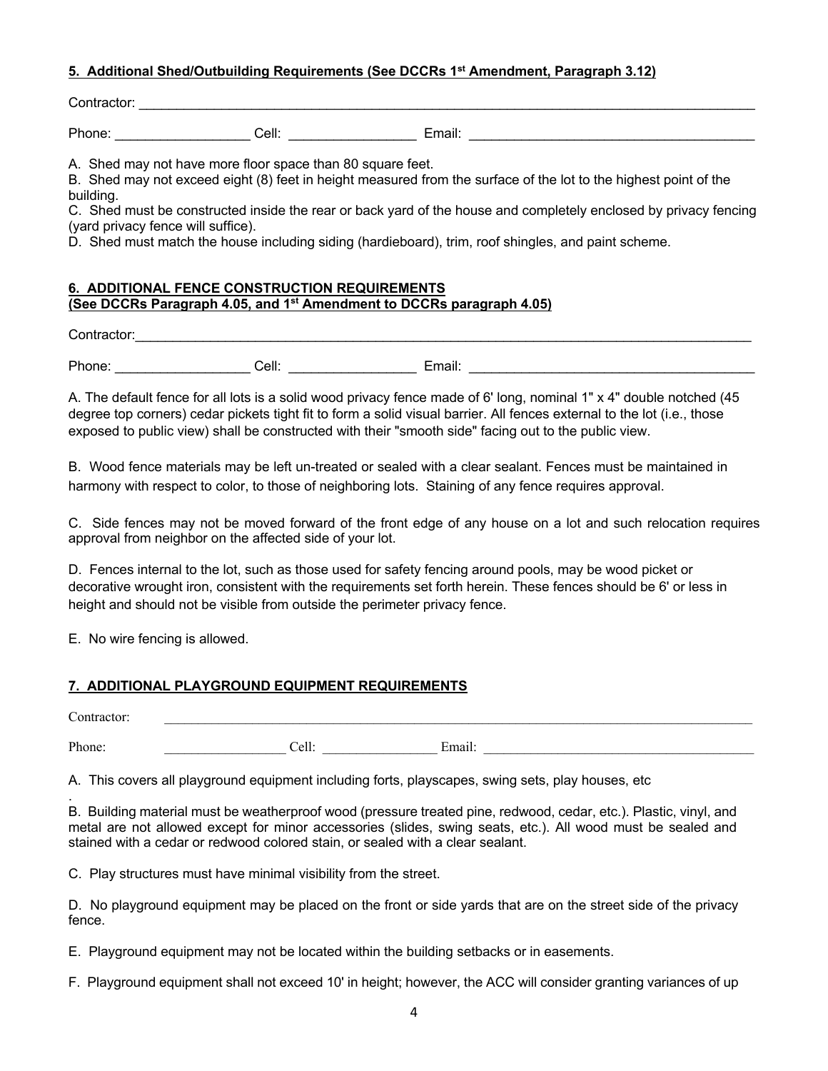**5. Additional Shed/Outbuilding Requirements (See DCCRs 1st Amendment, Paragraph 3.12)**

Contractor: ______________________________________________________________________________

Phone: __________________ Cell: _________________ Email: ______________________________________

A. Shed may not have more floor space than 80 square feet.
B. Shed may not exceed eight (8) feet in height measured from the surface of the lot to the highest point of the building.
C. Shed must be constructed inside the rear or back yard of the house and completely enclosed by privacy fencing (yard privacy fence will suffice).
D. Shed must match the house including siding (hardieboard), trim, roof shingles, and paint scheme.

**6. ADDITIONAL FENCE CONSTRUCTION REQUIREMENTS**
**(See DCCRs Paragraph 4.05, and 1st Amendment to DCCRs paragraph 4.05)**

Contractor: ______________________________________________________________________________

Phone: __________________ Cell: _________________ Email: ______________________________________

A. The default fence for all lots is a solid wood privacy fence made of 6' long, nominal 1" x 4" double notched (45 degree top corners) cedar pickets tight fit to form a solid visual barrier. All fences external to the lot (i.e., those exposed to public view) shall be constructed with their "smooth side" facing out to the public view.

B. Wood fence materials may be left un-treated or sealed with a clear sealant. Fences must be maintained in harmony with respect to color, to those of neighboring lots. Staining of any fence requires approval.

C. Side fences may not be moved forward of the front edge of any house on a lot and such relocation requires approval from neighbor on the affected side of your lot.

D. Fences internal to the lot, such as those used for safety fencing around pools, may be wood picket or decorative wrought iron, consistent with the requirements set forth herein. These fences should be 6' or less in height and should not be visible from outside the perimeter privacy fence.

E. No wire fencing is allowed.

**7. ADDITIONAL PLAYGROUND EQUIPMENT REQUIREMENTS**

Contractor: ______________________________________________________________________________

Phone: __________________ Cell: _________________ Email: ______________________________________

A. This covers all playground equipment including forts, playscapes, swing sets, play houses, etc
.
B. Building material must be weatherproof wood (pressure treated pine, redwood, cedar, etc.). Plastic, vinyl, and metal are not allowed except for minor accessories (slides, swing seats, etc.). All wood must be sealed and stained with a cedar or redwood colored stain, or sealed with a clear sealant.

C. Play structures must have minimal visibility from the street.

D. No playground equipment may be placed on the front or side yards that are on the street side of the privacy fence.

E. Playground equipment may not be located within the building setbacks or in easements.

F. Playground equipment shall not exceed 10' in height; however, the ACC will consider granting variances of up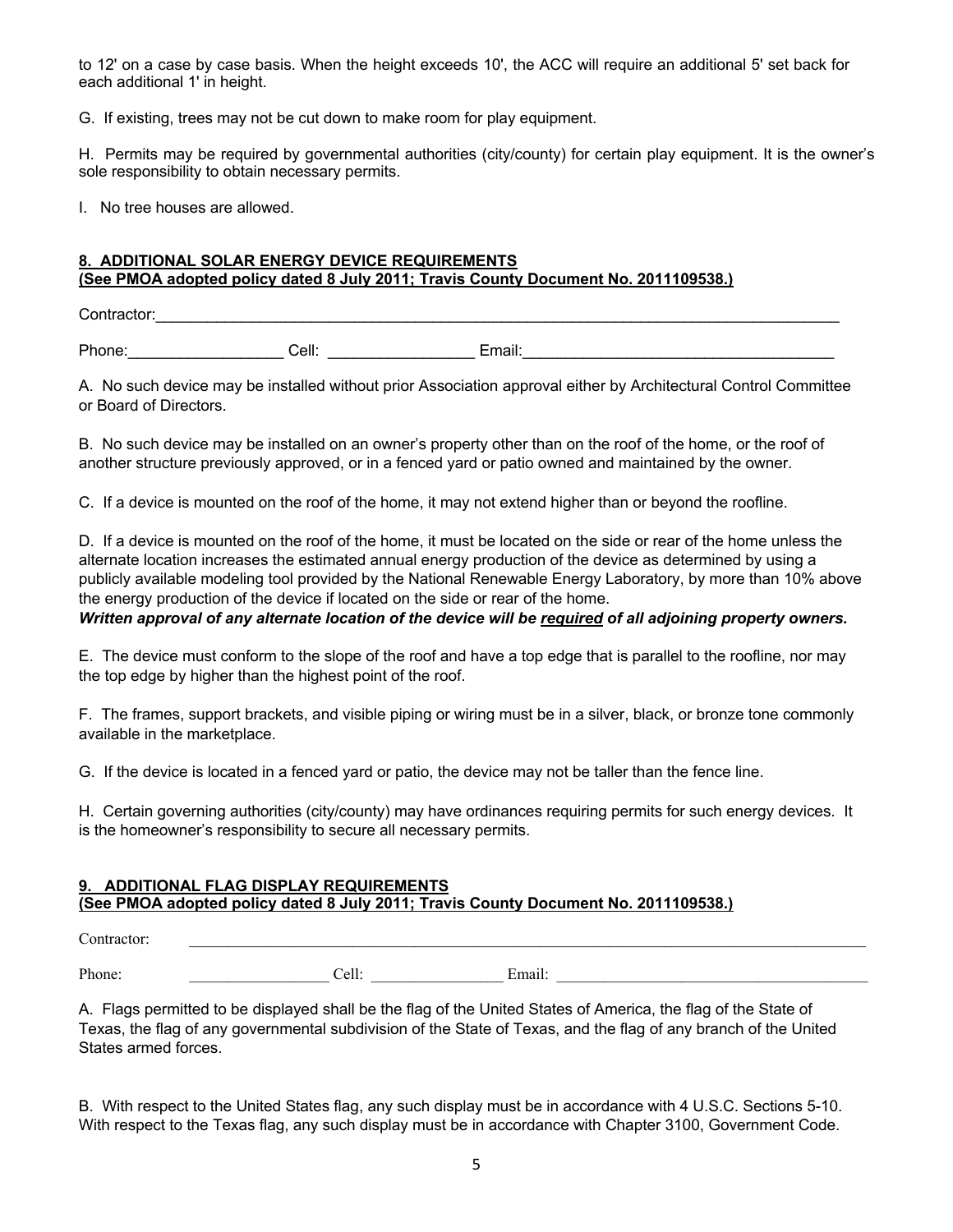to 12' on a case by case basis. When the height exceeds 10', the ACC will require an additional 5' set back for each additional 1' in height.

G. If existing, trees may not be cut down to make room for play equipment.

H. Permits may be required by governmental authorities (city/county) for certain play equipment. It is the owner's sole responsibility to obtain necessary permits.

I. No tree houses are allowed.

**8. ADDITIONAL SOLAR ENERGY DEVICE REQUIREMENTS**
**(See PMOA adopted policy dated 8 July 2011; Travis County Document No. 2011109538.)**

Contractor:_______________________________________________________________________________

Phone:__________________ Cell: _________________ Email:_____________________________________

A. No such device may be installed without prior Association approval either by Architectural Control Committee or Board of Directors.

B. No such device may be installed on an owner's property other than on the roof of the home, or the roof of another structure previously approved, or in a fenced yard or patio owned and maintained by the owner.

C. If a device is mounted on the roof of the home, it may not extend higher than or beyond the roofline.

D. If a device is mounted on the roof of the home, it must be located on the side or rear of the home unless the alternate location increases the estimated annual energy production of the device as determined by using a publicly available modeling tool provided by the National Renewable Energy Laboratory, by more than 10% above the energy production of the device if located on the side or rear of the home.
***Written approval of any alternate location of the device will be required of all adjoining property owners.***

E. The device must conform to the slope of the roof and have a top edge that is parallel to the roofline, nor may the top edge by higher than the highest point of the roof.

F. The frames, support brackets, and visible piping or wiring must be in a silver, black, or bronze tone commonly available in the marketplace.

G. If the device is located in a fenced yard or patio, the device may not be taller than the fence line.

H. Certain governing authorities (city/county) may have ordinances requiring permits for such energy devices. It is the homeowner's responsibility to secure all necessary permits.

**9. ADDITIONAL FLAG DISPLAY REQUIREMENTS**
**(See PMOA adopted policy dated 8 July 2011; Travis County Document No. 2011109538.)**

Contractor: _______________________________________________________________________________

Phone: __________________ Cell: _________________ Email: _____________________________________

A. Flags permitted to be displayed shall be the flag of the United States of America, the flag of the State of Texas, the flag of any governmental subdivision of the State of Texas, and the flag of any branch of the United States armed forces.

B. With respect to the United States flag, any such display must be in accordance with 4 U.S.C. Sections 5-10. With respect to the Texas flag, any such display must be in accordance with Chapter 3100, Government Code.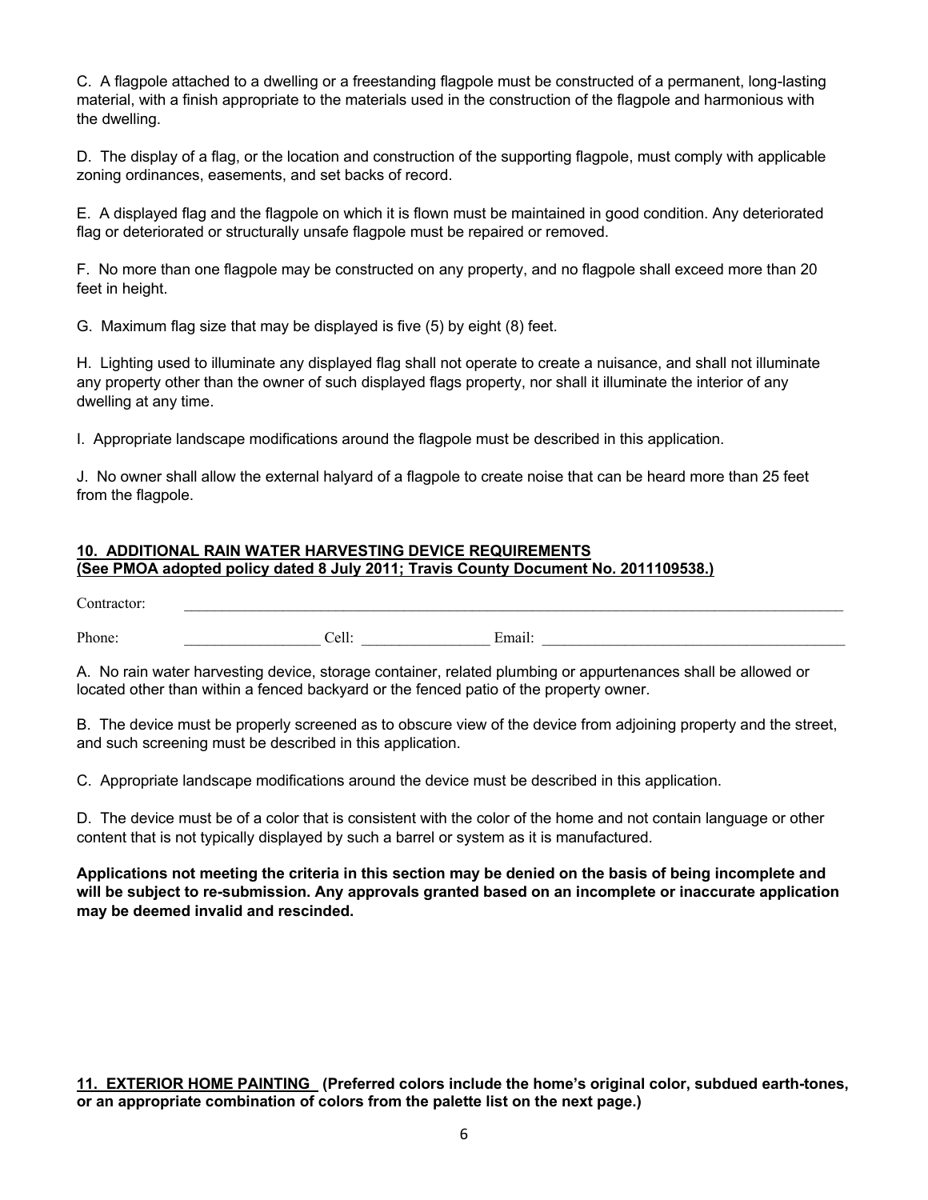C. A flagpole attached to a dwelling or a freestanding flagpole must be constructed of a permanent, long-lasting material, with a finish appropriate to the materials used in the construction of the flagpole and harmonious with the dwelling.

D. The display of a flag, or the location and construction of the supporting flagpole, must comply with applicable zoning ordinances, easements, and set backs of record.

E. A displayed flag and the flagpole on which it is flown must be maintained in good condition. Any deteriorated flag or deteriorated or structurally unsafe flagpole must be repaired or removed.

F. No more than one flagpole may be constructed on any property, and no flagpole shall exceed more than 20 feet in height.

G. Maximum flag size that may be displayed is five (5) by eight (8) feet.

H. Lighting used to illuminate any displayed flag shall not operate to create a nuisance, and shall not illuminate any property other than the owner of such displayed flags property, nor shall it illuminate the interior of any dwelling at any time.

I. Appropriate landscape modifications around the flagpole must be described in this application.

J. No owner shall allow the external halyard of a flagpole to create noise that can be heard more than 25 feet from the flagpole.

**10. ADDITIONAL RAIN WATER HARVESTING DEVICE REQUIREMENTS**
**(See PMOA adopted policy dated 8 July 2011; Travis County Document No. 2011109538.)**

Contractor: ____________________________________________

Phone: ________________ Cell: ________________ Email: ____________________________

A. No rain water harvesting device, storage container, related plumbing or appurtenances shall be allowed or located other than within a fenced backyard or the fenced patio of the property owner.

B. The device must be properly screened as to obscure view of the device from adjoining property and the street, and such screening must be described in this application.

C. Appropriate landscape modifications around the device must be described in this application.

D. The device must be of a color that is consistent with the color of the home and not contain language or other content that is not typically displayed by such a barrel or system as it is manufactured.

**Applications not meeting the criteria in this section may be denied on the basis of being incomplete and will be subject to re-submission. Any approvals granted based on an incomplete or inaccurate application may be deemed invalid and rescinded.**

**11. EXTERIOR HOME PAINTING (Preferred colors include the home's original color, subdued earth-tones, or an appropriate combination of colors from the palette list on the next page.)**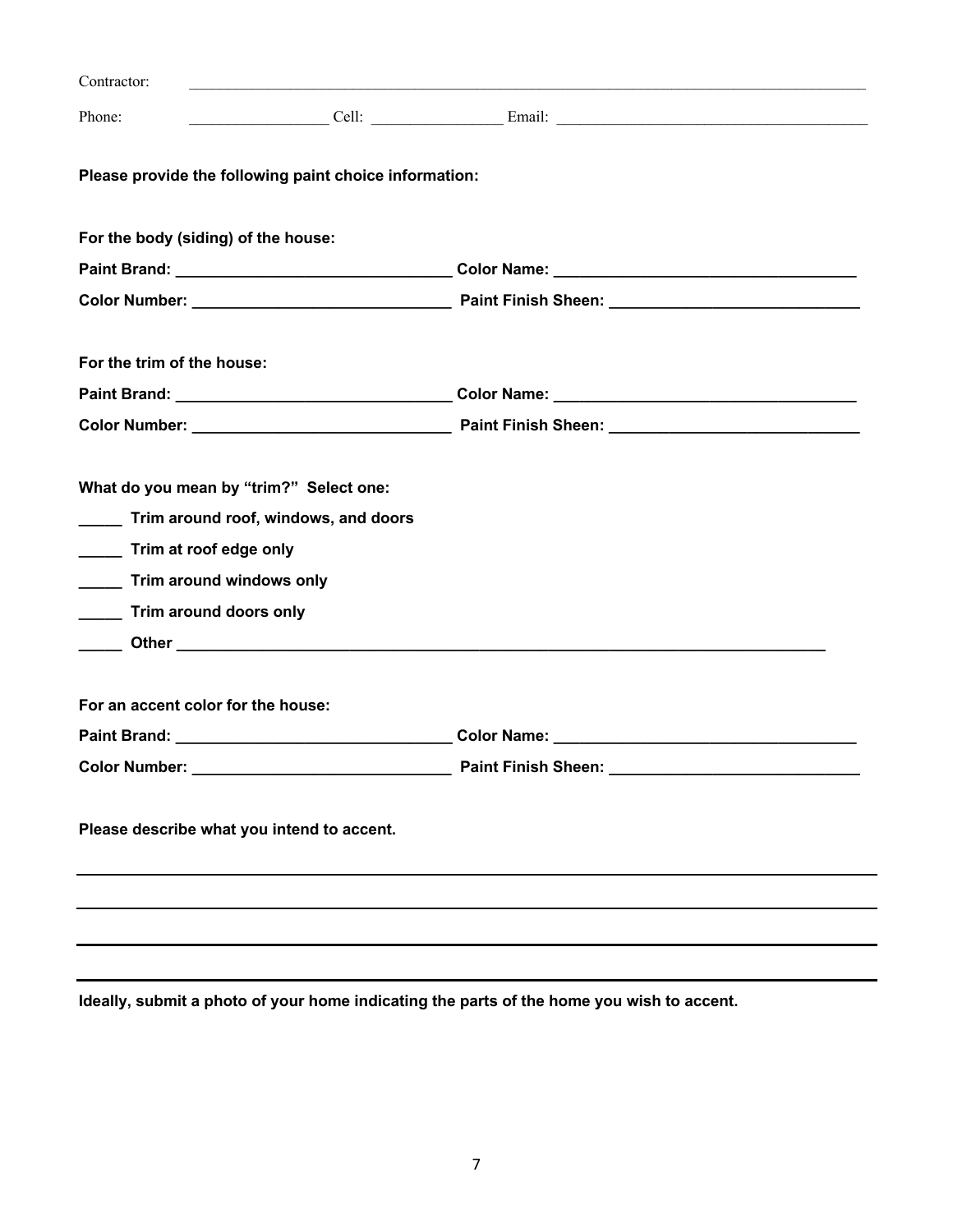Contractor: ______________________________________________________________________________

Phone: __________________ Cell: _________________ Email: ________________________________________

**Please provide the following paint choice information:**

**For the body (siding) of the house:**

**Paint Brand:** ________________________________ **Color Name:** ___________________________________

**Color Number:** ______________________________ **Paint Finish Sheen:** ____________________________

**For the trim of the house:**

**Paint Brand:** ________________________________ **Color Name:** ___________________________________

**Color Number:** ______________________________ **Paint Finish Sheen:** ____________________________

**What do you mean by "trim?" Select one:**

**_____ Trim around roof, windows, and doors**

**_____ Trim at roof edge only**

**_____ Trim around windows only**

**_____ Trim around doors only**

**_____ Other** _______________________________________________________________________________

**For an accent color for the house:**

**Paint Brand:** ________________________________ **Color Name:** ___________________________________

**Color Number:** ______________________________ **Paint Finish Sheen:** ____________________________

**Please describe what you intend to accent.**

______________________________________________________________________________________________

______________________________________________________________________________________________

______________________________________________________________________________________________

______________________________________________________________________________________________

**Ideally, submit a photo of your home indicating the parts of the home you wish to accent.**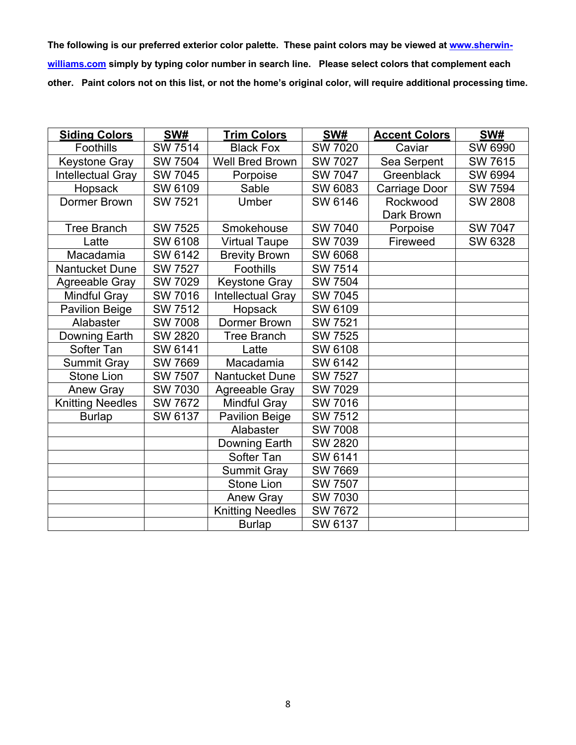**The following is our preferred exterior color palette. These paint colors may be viewed at [www.sherwin-williams.com](http://www.sherwin-williams.com) simply by typing color number in search line. Please select colors that complement each other. Paint colors not on this list, or not the home's original color, will require additional processing time.**

| Siding Colors | SW# | Trim Colors | SW# | Accent Colors | SW# |
|---|---|---|---|---|---|
| Foothills | SW 7514 | Black Fox | SW 7020 | Caviar | SW 6990 |
| Keystone Gray | SW 7504 | Well Bred Brown | SW 7027 | Sea Serpent | SW 7615 |
| Intellectual Gray | SW 7045 | Porpoise | SW 7047 | Greenblack | SW 6994 |
| Hopsack | SW 6109 | Sable | SW 6083 | Carriage Door | SW 7594 |
| Dormer Brown | SW 7521 | Umber | SW 6146 | Rockwood Dark Brown | SW 2808 |
| Tree Branch | SW 7525 | Smokehouse | SW 7040 | Porpoise | SW 7047 |
| Latte | SW 6108 | Virtual Taupe | SW 7039 | Fireweed | SW 6328 |
| Macadamia | SW 6142 | Brevity Brown | SW 6068 | | |
| Nantucket Dune | SW 7527 | Foothills | SW 7514 | | |
| Agreeable Gray | SW 7029 | Keystone Gray | SW 7504 | | |
| Mindful Gray | SW 7016 | Intellectual Gray | SW 7045 | | |
| Pavilion Beige | SW 7512 | Hopsack | SW 6109 | | |
| Alabaster | SW 7008 | Dormer Brown | SW 7521 | | |
| Downing Earth | SW 2820 | Tree Branch | SW 7525 | | |
| Softer Tan | SW 6141 | Latte | SW 6108 | | |
| Summit Gray | SW 7669 | Macadamia | SW 6142 | | |
| Stone Lion | SW 7507 | Nantucket Dune | SW 7527 | | |
| Anew Gray | SW 7030 | Agreeable Gray | SW 7029 | | |
| Knitting Needles | SW 7672 | Mindful Gray | SW 7016 | | |
| Burlap | SW 6137 | Pavilion Beige | SW 7512 | | |
| | | Alabaster | SW 7008 | | |
| | | Downing Earth | SW 2820 | | |
| | | Softer Tan | SW 6141 | | |
| | | Summit Gray | SW 7669 | | |
| | | Stone Lion | SW 7507 | | |
| | | Anew Gray | SW 7030 | | |
| | | Knitting Needles | SW 7672 | | |
| | | Burlap | SW 6137 | | |